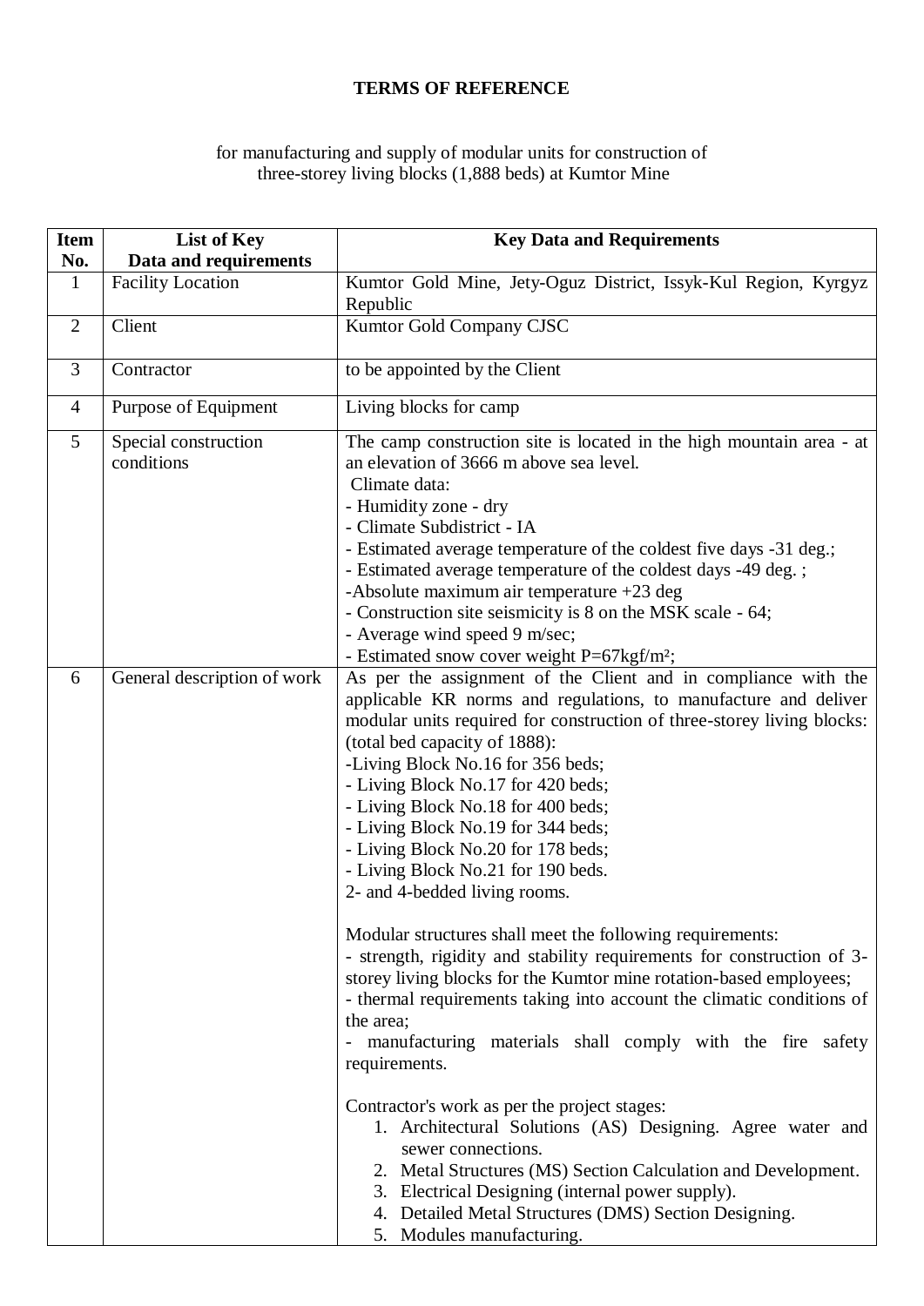**TERMS OF REFERENCE**

for manufacturing and supply of modular units for construction of three-storey living blocks (1,888 beds) at Kumtor Mine

| Item No. | List of Key Data and requirements | Key Data and Requirements |
|---|---|---|
| 1 | Facility Location | Kumtor Gold Mine, Jety-Oguz District, Issyk-Kul Region, Kyrgyz Republic |
| 2 | Client | Kumtor Gold Company CJSC |
| 3 | Contractor | to be appointed by the Client |
| 4 | Purpose of Equipment | Living blocks for camp |
| 5 | Special construction conditions | The camp construction site is located in the high mountain area - at an elevation of 3666 m above sea level.<br>Climate data:<br>- Humidity zone - dry<br>- Climate Subdistrict - IA<br>- Estimated average temperature of the coldest five days -31 deg.;<br>- Estimated average temperature of the coldest days -49 deg. ;<br>-Absolute maximum air temperature +23 deg<br>- Construction site seismicity is 8 on the MSK scale - 64;<br>- Average wind speed 9 m/sec;<br>- Estimated snow cover weight P=67kgf/m²; |
| 6 | General description of work | As per the assignment of the Client and in compliance with the applicable KR norms and regulations, to manufacture and deliver modular units required for construction of three-storey living blocks: (total bed capacity of 1888):<br>-Living Block No.16 for 356 beds;<br>- Living Block No.17 for 420 beds;<br>- Living Block No.18 for 400 beds;<br>- Living Block No.19 for 344 beds;<br>- Living Block No.20 for 178 beds;<br>- Living Block No.21 for 190 beds.<br>2- and 4-bedded living rooms.<br><br>Modular structures shall meet the following requirements:<br>- strength, rigidity and stability requirements for construction of 3-storey living blocks for the Kumtor mine rotation-based employees;<br>- thermal requirements taking into account the climatic conditions of the area;<br>- manufacturing materials shall comply with the fire safety requirements.<br><br>Contractor's work as per the project stages:<br>1. Architectural Solutions (AS) Designing. Agree water and sewer connections.<br>2. Metal Structures (MS) Section Calculation and Development.<br>3. Electrical Designing (internal power supply).<br>4. Detailed Metal Structures (DMS) Section Designing.<br>5. Modules manufacturing. |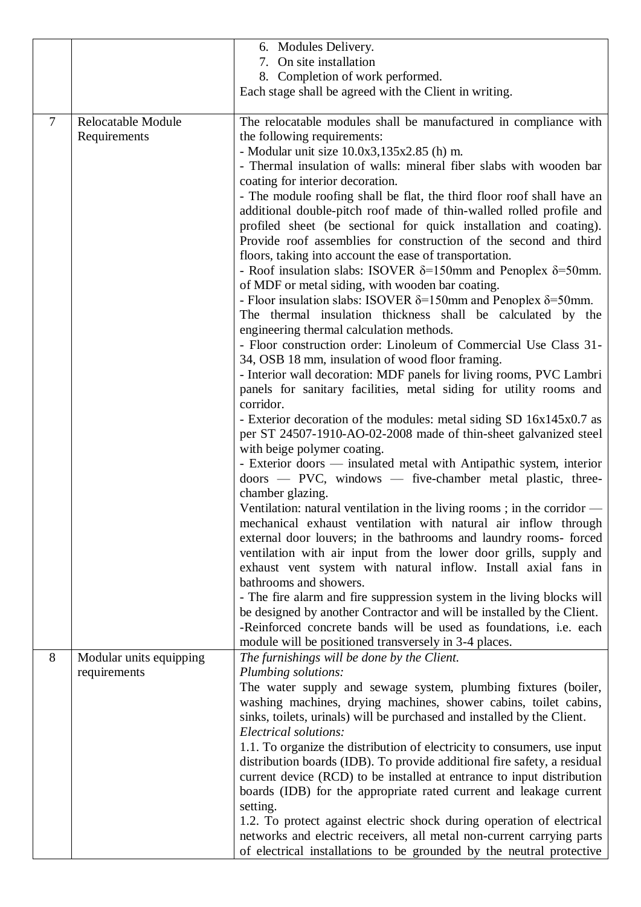| | | |
|---|---|---|
| | | 6. Modules Delivery.<br>7. On site installation<br>8. Completion of work performed.<br>Each stage shall be agreed with the Client in writing. |
| 7 | Relocatable Module Requirements | The relocatable modules shall be manufactured in compliance with the following requirements:<br>- Modular unit size 10.0x3,135x2.85 (h) m.<br>- Thermal insulation of walls: mineral fiber slabs with wooden bar coating for interior decoration.<br>- The module roofing shall be flat, the third floor roof shall have an additional double-pitch roof made of thin-walled rolled profile and profiled sheet (be sectional for quick installation and coating). Provide roof assemblies for construction of the second and third floors, taking into account the ease of transportation.<br>- Roof insulation slabs: ISOVER $\delta$=150mm and Penoplex $\delta$=50mm. of MDF or metal siding, with wooden bar coating.<br>- Floor insulation slabs: ISOVER $\delta$=150mm and Penoplex $\delta$=50mm.<br>The thermal insulation thickness shall be calculated by the engineering thermal calculation methods.<br>- Floor construction order: Linoleum of Commercial Use Class 31-34, OSB 18 mm, insulation of wood floor framing.<br>- Interior wall decoration: MDF panels for living rooms, PVC Lambri panels for sanitary facilities, metal siding for utility rooms and corridor.<br>- Exterior decoration of the modules: metal siding SD 16x145x0.7 as per ST 24507-1910-AO-02-2008 made of thin-sheet galvanized steel with beige polymer coating.<br>- Exterior doors — insulated metal with Antipathic system, interior doors — PVC, windows — five-chamber metal plastic, three-chamber glazing.<br>Ventilation: natural ventilation in the living rooms ; in the corridor — mechanical exhaust ventilation with natural air inflow through external door louvers; in the bathrooms and laundry rooms- forced ventilation with air input from the lower door grills, supply and exhaust vent system with natural inflow. Install axial fans in bathrooms and showers.<br>- The fire alarm and fire suppression system in the living blocks will be designed by another Contractor and will be installed by the Client.<br>-Reinforced concrete bands will be used as foundations, i.e. each module will be positioned transversely in 3-4 places. |
| 8 | Modular units equipping requirements | *The furnishings will be done by the Client.*<br>*Plumbing solutions:*<br>The water supply and sewage system, plumbing fixtures (boiler, washing machines, drying machines, shower cabins, toilet cabins, sinks, toilets, urinals) will be purchased and installed by the Client.<br>*Electrical solutions:*<br>1.1. To organize the distribution of electricity to consumers, use input distribution boards (IDB). To provide additional fire safety, a residual current device (RCD) to be installed at entrance to input distribution boards (IDB) for the appropriate rated current and leakage current setting.<br>1.2. To protect against electric shock during operation of electrical networks and electric receivers, all metal non-current carrying parts of electrical installations to be grounded by the neutral protective |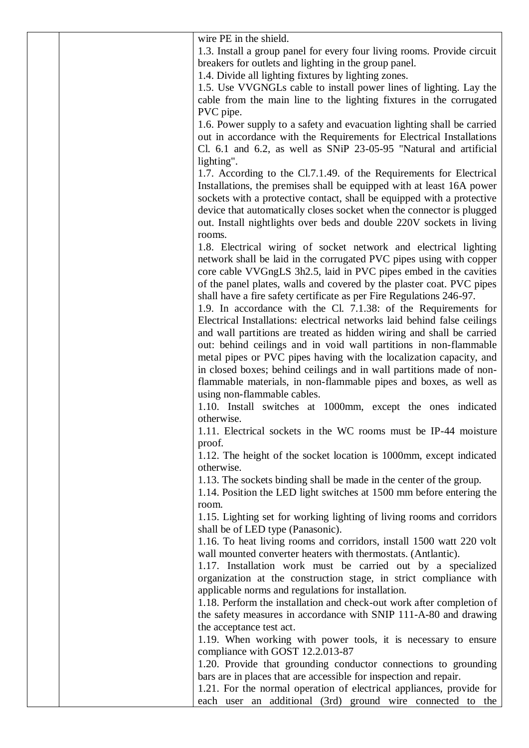| | | |
|---|---|---|
| | | wire PE in the shield.<br>1.3. Install a group panel for every four living rooms. Provide circuit breakers for outlets and lighting in the group panel.<br>1.4. Divide all lighting fixtures by lighting zones.<br>1.5. Use VVGNGLs cable to install power lines of lighting. Lay the cable from the main line to the lighting fixtures in the corrugated PVC pipe.<br>1.6. Power supply to a safety and evacuation lighting shall be carried out in accordance with the Requirements for Electrical Installations Cl. 6.1 and 6.2, as well as SNiP 23-05-95 "Natural and artificial lighting".<br>1.7. According to the Cl.7.1.49. of the Requirements for Electrical Installations, the premises shall be equipped with at least 16A power sockets with a protective contact, shall be equipped with a protective device that automatically closes socket when the connector is plugged out. Install nightlights over beds and double 220V sockets in living rooms.<br>1.8. Electrical wiring of socket network and electrical lighting network shall be laid in the corrugated PVC pipes using with copper core cable VVGngLS 3h2.5, laid in PVC pipes embed in the cavities of the panel plates, walls and covered by the plaster coat. PVC pipes shall have a fire safety certificate as per Fire Regulations 246-97.<br>1.9. In accordance with the Cl. 7.1.38: of the Requirements for Electrical Installations: electrical networks laid behind false ceilings and wall partitions are treated as hidden wiring and shall be carried out: behind ceilings and in void wall partitions in non-flammable metal pipes or PVC pipes having with the localization capacity, and in closed boxes; behind ceilings and in wall partitions made of non-flammable materials, in non-flammable pipes and boxes, as well as using non-flammable cables.<br>1.10. Install switches at 1000mm, except the ones indicated otherwise.<br>1.11. Electrical sockets in the WC rooms must be IP-44 moisture proof.<br>1.12. The height of the socket location is 1000mm, except indicated otherwise.<br>1.13. The sockets binding shall be made in the center of the group.<br>1.14. Position the LED light switches at 1500 mm before entering the room.<br>1.15. Lighting set for working lighting of living rooms and corridors shall be of LED type (Panasonic).<br>1.16. To heat living rooms and corridors, install 1500 watt 220 volt wall mounted converter heaters with thermostats. (Antlantic).<br>1.17. Installation work must be carried out by a specialized organization at the construction stage, in strict compliance with applicable norms and regulations for installation.<br>1.18. Perform the installation and check-out work after completion of the safety measures in accordance with SNIP 111-A-80 and drawing the acceptance test act.<br>1.19. When working with power tools, it is necessary to ensure compliance with GOST 12.2.013-87<br>1.20. Provide that grounding conductor connections to grounding bars are in places that are accessible for inspection and repair.<br>1.21. For the normal operation of electrical appliances, provide for each user an additional (3rd) ground wire connected to the |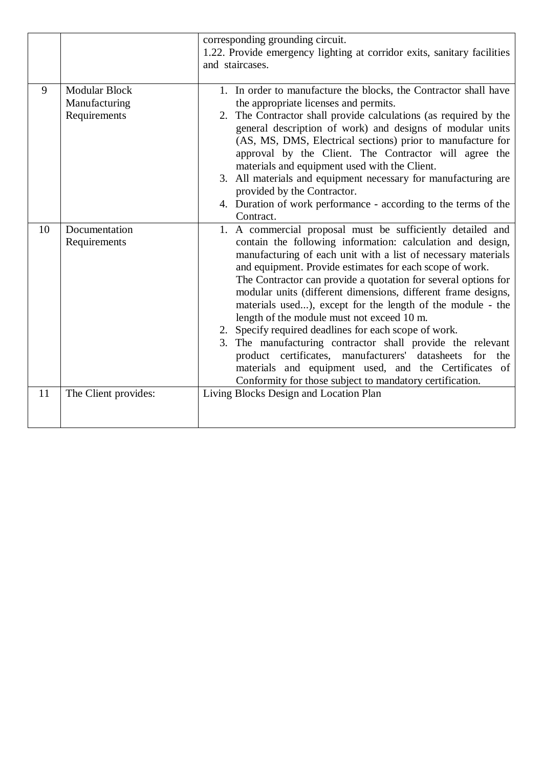| | | |
|---|---|---|
| | | corresponding grounding circuit.<br>1.22. Provide emergency lighting at corridor exits, sanitary facilities and staircases. |
| 9 | Modular Block Manufacturing Requirements | 1. In order to manufacture the blocks, the Contractor shall have the appropriate licenses and permits.<br>2. The Contractor shall provide calculations (as required by the general description of work) and designs of modular units (AS, MS, DMS, Electrical sections) prior to manufacture for approval by the Client. The Contractor will agree the materials and equipment used with the Client.<br>3. All materials and equipment necessary for manufacturing are provided by the Contractor.<br>4. Duration of work performance - according to the terms of the Contract. |
| 10 | Documentation Requirements | 1. A commercial proposal must be sufficiently detailed and contain the following information: calculation and design, manufacturing of each unit with a list of necessary materials and equipment. Provide estimates for each scope of work.<br>The Contractor can provide a quotation for several options for modular units (different dimensions, different frame designs, materials used...), except for the length of the module - the length of the module must not exceed 10 m.<br>2. Specify required deadlines for each scope of work.<br>3. The manufacturing contractor shall provide the relevant product certificates, manufacturers' datasheets for the materials and equipment used, and the Certificates of Conformity for those subject to mandatory certification. |
| 11 | The Client provides: | Living Blocks Design and Location Plan |